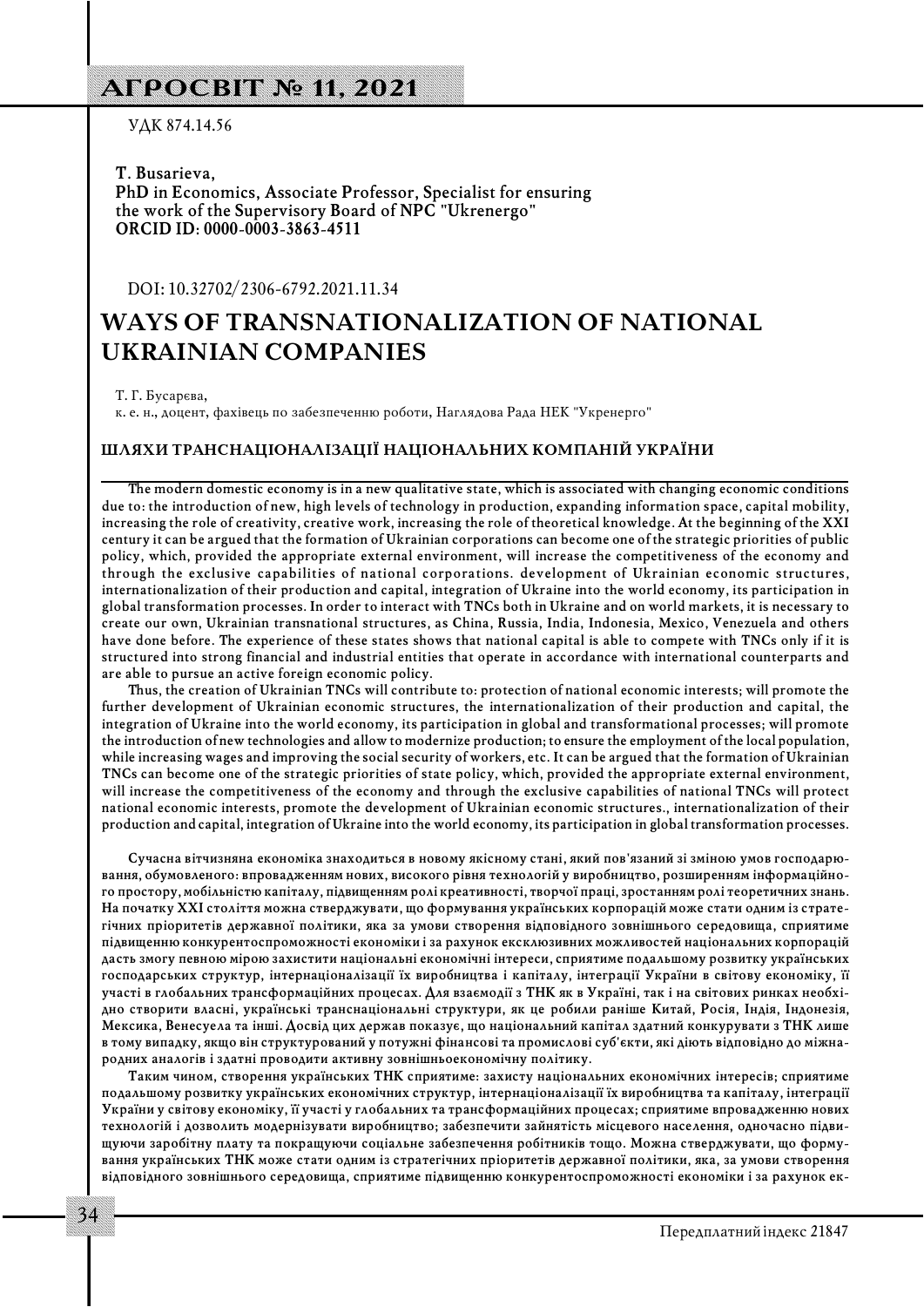УДК 874.14.56

**T. Busarieva,**
**PhD in Economics, Associate Professor, Specialist for ensuring the work of the Supervisory Board of NPC "Ukrenergo"**
**ORCID ID: 0000-0003-3863-4511**

DOI: 10.32702/2306-6792.2021.11.34

# WAYS OF TRANSNATIONALIZATION OF NATIONAL UKRAINIAN COMPANIES

Т. Г. Бусарєва,
к. е. н., доцент, фахівець по забезпеченню роботи, Наглядова Рада НЕК "Укренерго"

## ШЛЯХИ ТРАНСНАЦІОНАЛІЗАЦІЇ НАЦІОНАЛЬНИХ КОМПАНІЙ УКРАЇНИ

**The modern domestic economy is in a new qualitative state, which is associated with changing economic conditions due to: the introduction of new, high levels of technology in production, expanding information space, capital mobility, increasing the role of creativity, creative work, increasing the role of theoretical knowledge. At the beginning of the XXI century it can be argued that the formation of Ukrainian corporations can become one of the strategic priorities of public policy, which, provided the appropriate external environment, will increase the competitiveness of the economy and through the exclusive capabilities of national corporations. development of Ukrainian economic structures, internationalization of their production and capital, integration of Ukraine into the world economy, its participation in global transformation processes. In order to interact with TNCs both in Ukraine and on world markets, it is necessary to create our own, Ukrainian transnational structures, as China, Russia, India, Indonesia, Mexico, Venezuela and others have done before. The experience of these states shows that national capital is able to compete with TNCs only if it is structured into strong financial and industrial entities that operate in accordance with international counterparts and are able to pursue an active foreign economic policy.**

**Thus, the creation of Ukrainian TNCs will contribute to: protection of national economic interests; will promote the further development of Ukrainian economic structures, the internationalization of their production and capital, the integration of Ukraine into the world economy, its participation in global and transformational processes; will promote the introduction of new technologies and allow to modernize production; to ensure the employment of the local population, while increasing wages and improving the social security of workers, etc. It can be argued that the formation of Ukrainian TNCs can become one of the strategic priorities of state policy, which, provided the appropriate external environment, will increase the competitiveness of the economy and through the exclusive capabilities of national TNCs will protect national economic interests, promote the development of Ukrainian economic structures., internationalization of their production and capital, integration of Ukraine into the world economy, its participation in global transformation processes.**

**Сучасна вітчизняна економіка знаходиться в новому якісному стані, який пов'язаний зі зміною умов господарювання, обумовленого: впровадженням нових, високого рівня технологій у виробництво, розширенням інформаційного простору, мобільністю капіталу, підвищенням ролі креативності, творчої праці, зростанням ролі теоретичних знань. На початку XXI століття можна стверджувати, що формування українських корпорацій може стати одним із стратегічних пріоритетів державної політики, яка за умови створення відповідного зовнішнього середовища, сприятиме підвищенню конкурентоспроможності економіки і за рахунок ексклюзивних можливостей національних корпорацій дасть змогу певною мірою захистити національні економічні інтереси, сприятиме подальшому розвитку українських господарських структур, інтернаціоналізації їх виробництва і капіталу, інтеграції України в світову економіку, її участі в глобальних трансформаційних процесах. Для взаємодії з ТНК як в Україні, так і на світових ринках необхідно створити власні, українські транснаціональні структури, як це робили раніше Китай, Росія, Індія, Індонезія, Мексика, Венесуела та інші. Досвід цих держав показує, що національний капітал здатний конкурувати з ТНК лише в тому випадку, якщо він структурований у потужні фінансові та промислові суб'єкти, які діють відповідно до міжнародних аналогів і здатні проводити активну зовнішньоекономічну політику.**

**Таким чином, створення українських ТНК сприятиме: захисту національних економічних інтересів; сприятиме подальшому розвитку українських економічних структур, інтернаціоналізації їх виробництва та капіталу, інтеграції України у світову економіку, її участі у глобальних та трансформаційних процесах; сприятиме впровадженню нових технологій і дозволить модернізувати виробництво; забезпечити зайнятість місцевого населення, одночасно підвищуючи заробітну плату та покращуючи соціальне забезпечення робітників тощо. Можна стверджувати, що формування українських ТНК може стати одним із стратегічних пріоритетів державної політики, яка, за умови створення відповідного зовнішнього середовища, сприятиме підвищенню конкурентоспроможності економіки і за рахунок ек-**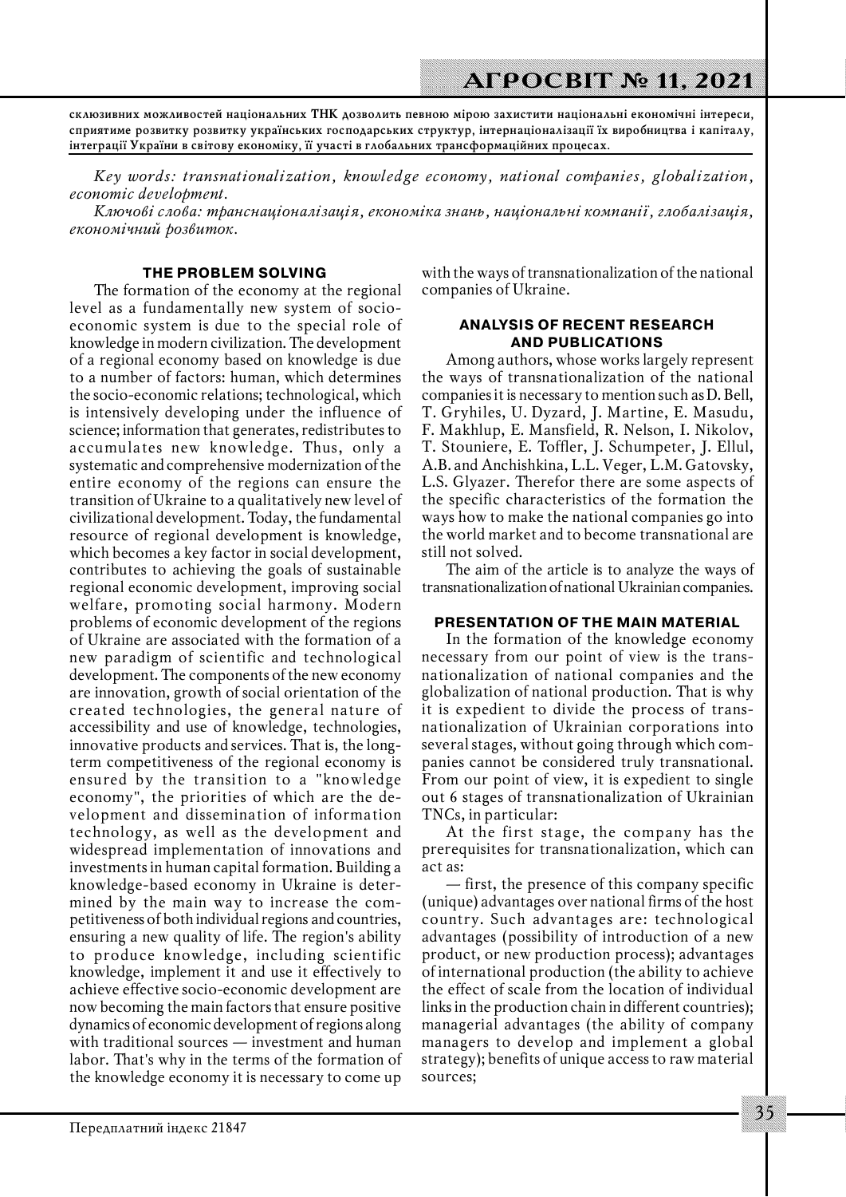**склюзивних можливостей національних ТНК дозволить певною мірою захистити національні економічні інтереси, сприятиме розвитку розвитку українських господарських структур, інтернаціоналізації їх виробництва і капіталу, інтеграції України в світову економіку, її участі в глобальних трансформаційних процесах.**

*Key words: transnationalization, knowledge economy, national companies, globalization, economic development.*

*Ключові слова: транснаціоналізація, економіка знань, національні компанії, глобалізація, економічний розвиток.*

## THE PROBLEM SOLVING

The formation of the economy at the regional level as a fundamentally new system of socio-economic system is due to the special role of knowledge in modern civilization. The development of a regional economy based on knowledge is due to a number of factors: human, which determines the socio-economic relations; technological, which is intensively developing under the influence of science; information that generates, redistributes to accumulates new knowledge. Thus, only a systematic and comprehensive modernization of the entire economy of the regions can ensure the transition of Ukraine to a qualitatively new level of civilizational development. Today, the fundamental resource of regional development is knowledge, which becomes a key factor in social development, contributes to achieving the goals of sustainable regional economic development, improving social welfare, promoting social harmony. Modern problems of economic development of the regions of Ukraine are associated with the formation of a new paradigm of scientific and technological development. The components of the new economy are innovation, growth of social orientation of the created technologies, the general nature of accessibility and use of knowledge, technologies, innovative products and services. That is, the long-term competitiveness of the regional economy is ensured by the transition to a "knowledge economy", the priorities of which are the development and dissemination of information technology, as well as the development and widespread implementation of innovations and investments in human capital formation. Building a knowledge-based economy in Ukraine is determined by the main way to increase the competitiveness of both individual regions and countries, ensuring a new quality of life. The region's ability to produce knowledge, including scientific knowledge, implement it and use it effectively to achieve effective socio-economic development are now becoming the main factors that ensure positive dynamics of economic development of regions along with traditional sources — investment and human labor. That's why in the terms of the formation of the knowledge economy it is necessary to come up with the ways of transnationalization of the national companies of Ukraine.

## ANALYSIS OF RECENT RESEARCH AND PUBLICATIONS

Among authors, whose works largely represent the ways of transnationalization of the national companies it is necessary to mention such as D. Bell, T. Gryhiles, U. Dyzard, J. Martine, E. Masudu, F. Makhlup, E. Mansfield, R. Nelson, I. Nikolov, T. Stouniere, E. Toffler, J. Schumpeter, J. Ellul, A.B. and Anchishkina, L.L. Veger, L.M. Gatovsky, L.S. Glyazer. Therefor there are some aspects of the specific characteristics of the formation the ways how to make the national companies go into the world market and to become transnational are still not solved.

The aim of the article is to analyze the ways of transnationalization of national Ukrainian companies.

## PRESENTATION OF THE MAIN MATERIAL

In the formation of the knowledge economy necessary from our point of view is the transnationalization of national companies and the globalization of national production. That is why it is expedient to divide the process of transnationalization of Ukrainian corporations into several stages, without going through which companies cannot be considered truly transnational. From our point of view, it is expedient to single out 6 stages of transnationalization of Ukrainian TNCs, in particular:

At the first stage, the company has the prerequisites for transnationalization, which can act as:

— first, the presence of this company specific (unique) advantages over national firms of the host country. Such advantages are: technological advantages (possibility of introduction of a new product, or new production process); advantages of international production (the ability to achieve the effect of scale from the location of individual links in the production chain in different countries); managerial advantages (the ability of company managers to develop and implement a global strategy); benefits of unique access to raw material sources;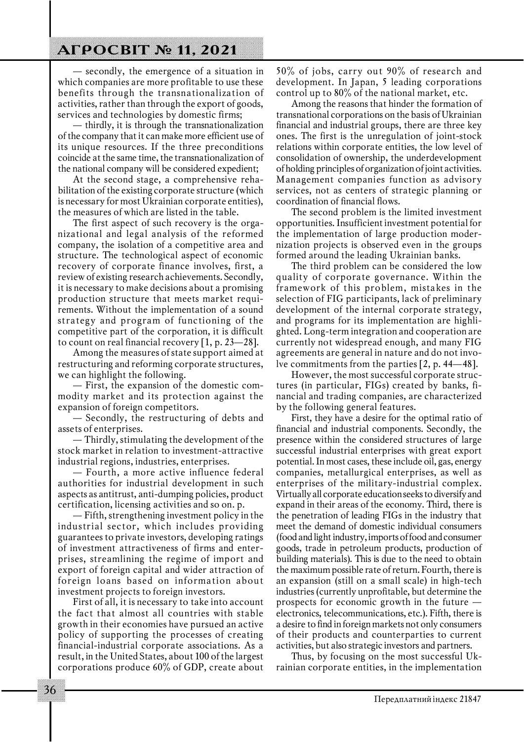— secondly, the emergence of a situation in which companies are more profitable to use these benefits through the transnationalization of activities, rather than through the export of goods, services and technologies by domestic firms;

— thirdly, it is through the transnationalization of the company that it can make more efficient use of its unique resources. If the three preconditions coincide at the same time, the transnationalization of the national company will be considered expedient;

At the second stage, a comprehensive rehabilitation of the existing corporate structure (which is necessary for most Ukrainian corporate entities), the measures of which are listed in the table.

The first aspect of such recovery is the organizational and legal analysis of the reformed company, the isolation of a competitive area and structure. The technological aspect of economic recovery of corporate finance involves, first, a review of existing research achievements. Secondly, it is necessary to make decisions about a promising production structure that meets market requirements. Without the implementation of a sound strategy and program of functioning of the competitive part of the corporation, it is difficult to count on real financial recovery [1, p. 23—28].

Among the measures of state support aimed at restructuring and reforming corporate structures, we can highlight the following.

— First, the expansion of the domestic commodity market and its protection against the expansion of foreign competitors.

— Secondly, the restructuring of debts and assets of enterprises.

— Thirdly, stimulating the development of the stock market in relation to investment-attractive industrial regions, industries, enterprises.

— Fourth, a more active influence federal authorities for industrial development in such aspects as antitrust, anti-dumping policies, product certification, licensing activities and so on. p.

— Fifth, strengthening investment policy in the industrial sector, which includes providing guarantees to private investors, developing ratings of investment attractiveness of firms and enterprises, streamlining the regime of import and export of foreign capital and wider attraction of foreign loans based on information about investment projects to foreign investors.

First of all, it is necessary to take into account the fact that almost all countries with stable growth in their economies have pursued an active policy of supporting the processes of creating financial-industrial corporate associations. As a result, in the United States, about 100 of the largest corporations produce 60% of GDP, create about 50% of jobs, carry out 90% of research and development. In Japan, 5 leading corporations control up to 80% of the national market, etc.

Among the reasons that hinder the formation of transnational corporations on the basis of Ukrainian financial and industrial groups, there are three key ones. The first is the unregulation of joint-stock relations within corporate entities, the low level of consolidation of ownership, the underdevelopment of holding principles of organization of joint activities. Management companies function as advisory services, not as centers of strategic planning or coordination of financial flows.

The second problem is the limited investment opportunities. Insufficient investment potential for the implementation of large production modernization projects is observed even in the groups formed around the leading Ukrainian banks.

The third problem can be considered the low quality of corporate governance. Within the framework of this problem, mistakes in the selection of FIG participants, lack of preliminary development of the internal corporate strategy, and programs for its implementation are highlighted. Long-term integration and cooperation are currently not widespread enough, and many FIG agreements are general in nature and do not involve commitments from the parties [2, p. 44—48].

However, the most successful corporate structures (in particular, FIGs) created by banks, financial and trading companies, are characterized by the following general features.

First, they have a desire for the optimal ratio of financial and industrial components. Secondly, the presence within the considered structures of large successful industrial enterprises with great export potential. In most cases, these include oil, gas, energy companies, metallurgical enterprises, as well as enterprises of the military-industrial complex. Virtually all corporate education seeks to diversify and expand in their areas of the economy. Third, there is the penetration of leading FIGs in the industry that meet the demand of domestic individual consumers (food and light industry, imports of food and consumer goods, trade in petroleum products, production of building materials). This is due to the need to obtain the maximum possible rate of return. Fourth, there is an expansion (still on a small scale) in high-tech industries (currently unprofitable, but determine the prospects for economic growth in the future — electronics, telecommunications, etc.). Fifth, there is a desire to find in foreign markets not only consumers of their products and counterparties to current activities, but also strategic investors and partners.

Thus, by focusing on the most successful Ukrainian corporate entities, in the implementation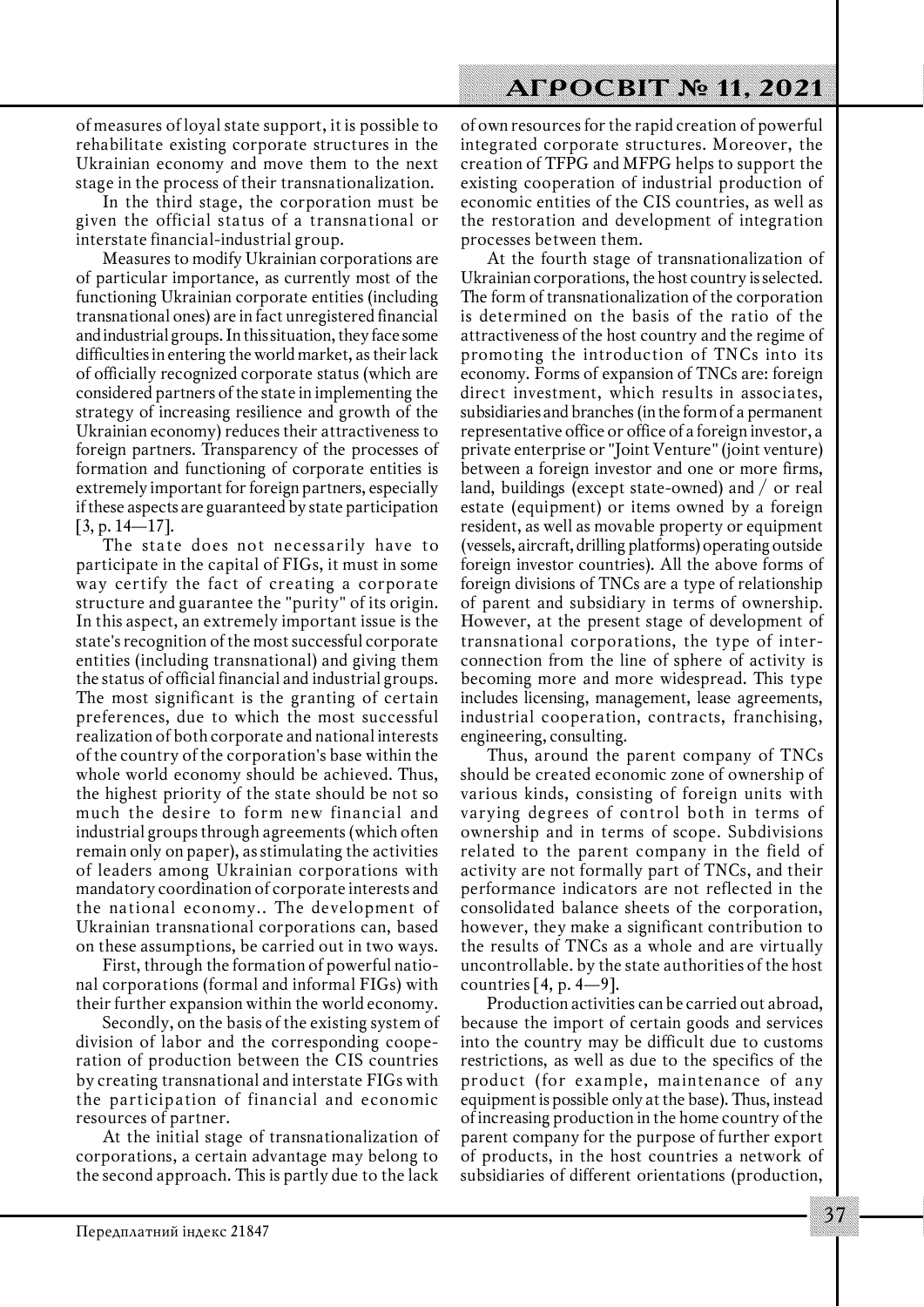of measures of loyal state support, it is possible to rehabilitate existing corporate structures in the Ukrainian economy and move them to the next stage in the process of their transnationalization.

In the third stage, the corporation must be given the official status of a transnational or interstate financial-industrial group.

Measures to modify Ukrainian corporations are of particular importance, as currently most of the functioning Ukrainian corporate entities (including transnational ones) are in fact unregistered financial and industrial groups. In this situation, they face some difficulties in entering the world market, as their lack of officially recognized corporate status (which are considered partners of the state in implementing the strategy of increasing resilience and growth of the Ukrainian economy) reduces their attractiveness to foreign partners. Transparency of the processes of formation and functioning of corporate entities is extremely important for foreign partners, especially if these aspects are guaranteed by state participation [3, p. 14—17].

The state does not necessarily have to participate in the capital of FIGs, it must in some way certify the fact of creating a corporate structure and guarantee the "purity" of its origin. In this aspect, an extremely important issue is the state's recognition of the most successful corporate entities (including transnational) and giving them the status of official financial and industrial groups. The most significant is the granting of certain preferences, due to which the most successful realization of both corporate and national interests of the country of the corporation's base within the whole world economy should be achieved. Thus, the highest priority of the state should be not so much the desire to form new financial and industrial groups through agreements (which often remain only on paper), as stimulating the activities of leaders among Ukrainian corporations with mandatory coordination of corporate interests and the national economy.. The development of Ukrainian transnational corporations can, based on these assumptions, be carried out in two ways.

First, through the formation of powerful national corporations (formal and informal FIGs) with their further expansion within the world economy.

Secondly, on the basis of the existing system of division of labor and the corresponding cooperation of production between the CIS countries by creating transnational and interstate FIGs with the participation of financial and economic resources of partner.

At the initial stage of transnationalization of corporations, a certain advantage may belong to the second approach. This is partly due to the lack of own resources for the rapid creation of powerful integrated corporate structures. Moreover, the creation of TFPG and MFPG helps to support the existing cooperation of industrial production of economic entities of the CIS countries, as well as the restoration and development of integration processes between them.

At the fourth stage of transnationalization of Ukrainian corporations, the host country is selected. The form of transnationalization of the corporation is determined on the basis of the ratio of the attractiveness of the host country and the regime of promoting the introduction of TNCs into its economy. Forms of expansion of TNCs are: foreign direct investment, which results in associates, subsidiaries and branches (in the form of a permanent representative office or office of a foreign investor, a private enterprise or "Joint Venture" (joint venture) between a foreign investor and one or more firms, land, buildings (except state-owned) and / or real estate (equipment) or items owned by a foreign resident, as well as movable property or equipment (vessels, aircraft, drilling platforms) operating outside foreign investor countries). All the above forms of foreign divisions of TNCs are a type of relationship of parent and subsidiary in terms of ownership. However, at the present stage of development of transnational corporations, the type of interconnection from the line of sphere of activity is becoming more and more widespread. This type includes licensing, management, lease agreements, industrial cooperation, contracts, franchising, engineering, consulting.

Thus, around the parent company of TNCs should be created economic zone of ownership of various kinds, consisting of foreign units with varying degrees of control both in terms of ownership and in terms of scope. Subdivisions related to the parent company in the field of activity are not formally part of TNCs, and their performance indicators are not reflected in the consolidated balance sheets of the corporation, however, they make a significant contribution to the results of TNCs as a whole and are virtually uncontrollable. by the state authorities of the host countries [4, p. 4—9].

Production activities can be carried out abroad, because the import of certain goods and services into the country may be difficult due to customs restrictions, as well as due to the specifics of the product (for example, maintenance of any equipment is possible only at the base). Thus, instead of increasing production in the home country of the parent company for the purpose of further export of products, in the host countries a network of subsidiaries of different orientations (production,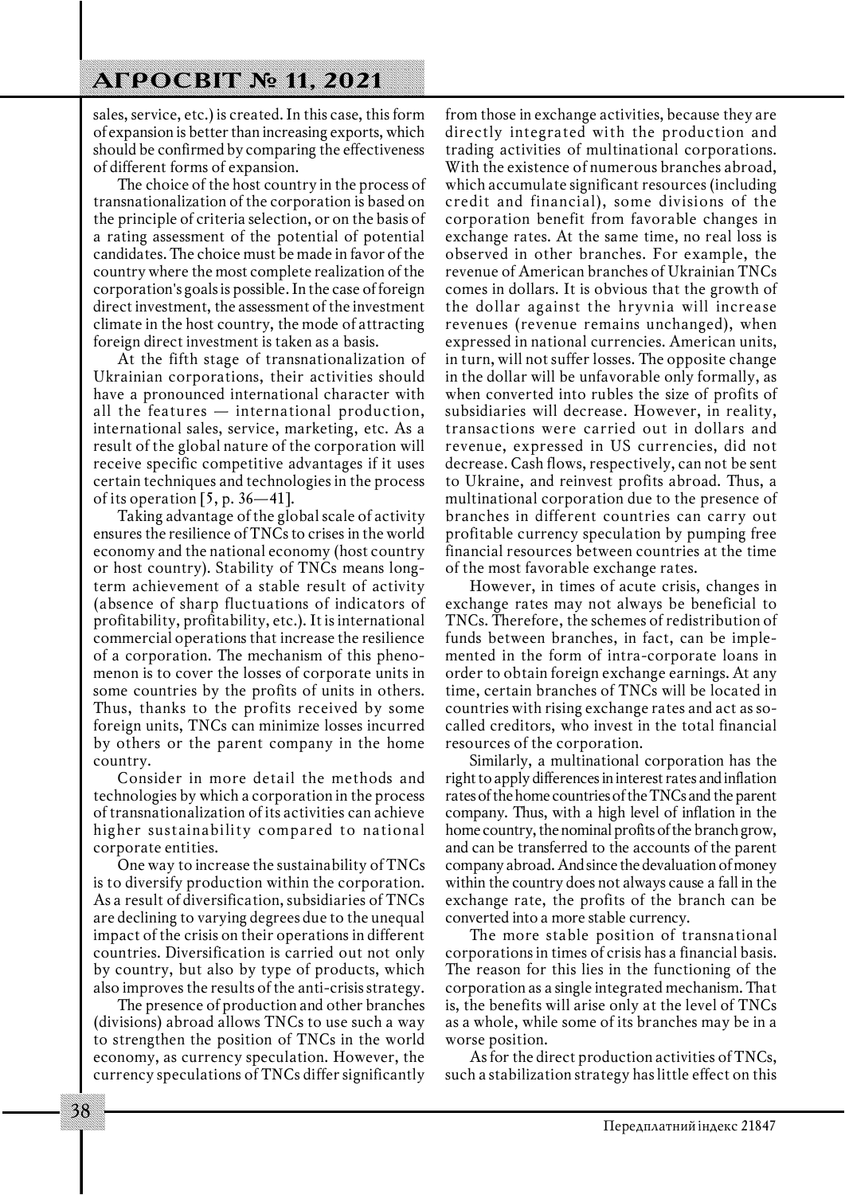sales, service, etc.) is created. In this case, this form of expansion is better than increasing exports, which should be confirmed by comparing the effectiveness of different forms of expansion.

The choice of the host country in the process of transnationalization of the corporation is based on the principle of criteria selection, or on the basis of a rating assessment of the potential of potential candidates. The choice must be made in favor of the country where the most complete realization of the corporation's goals is possible. In the case of foreign direct investment, the assessment of the investment climate in the host country, the mode of attracting foreign direct investment is taken as a basis.

At the fifth stage of transnationalization of Ukrainian corporations, their activities should have a pronounced international character with all the features — international production, international sales, service, marketing, etc. As a result of the global nature of the corporation will receive specific competitive advantages if it uses certain techniques and technologies in the process of its operation [5, p. 36—41].

Taking advantage of the global scale of activity ensures the resilience of TNCs to crises in the world economy and the national economy (host country or host country). Stability of TNCs means long-term achievement of a stable result of activity (absence of sharp fluctuations of indicators of profitability, profitability, etc.). It is international commercial operations that increase the resilience of a corporation. The mechanism of this phenomenon is to cover the losses of corporate units in some countries by the profits of units in others. Thus, thanks to the profits received by some foreign units, TNCs can minimize losses incurred by others or the parent company in the home country.

Consider in more detail the methods and technologies by which a corporation in the process of transnationalization of its activities can achieve higher sustainability compared to national corporate entities.

One way to increase the sustainability of TNCs is to diversify production within the corporation. As a result of diversification, subsidiaries of TNCs are declining to varying degrees due to the unequal impact of the crisis on their operations in different countries. Diversification is carried out not only by country, but also by type of products, which also improves the results of the anti-crisis strategy.

The presence of production and other branches (divisions) abroad allows TNCs to use such a way to strengthen the position of TNCs in the world economy, as currency speculation. However, the currency speculations of TNCs differ significantly from those in exchange activities, because they are directly integrated with the production and trading activities of multinational corporations. With the existence of numerous branches abroad, which accumulate significant resources (including credit and financial), some divisions of the corporation benefit from favorable changes in exchange rates. At the same time, no real loss is observed in other branches. For example, the revenue of American branches of Ukrainian TNCs comes in dollars. It is obvious that the growth of the dollar against the hryvnia will increase revenues (revenue remains unchanged), when expressed in national currencies. American units, in turn, will not suffer losses. The opposite change in the dollar will be unfavorable only formally, as when converted into rubles the size of profits of subsidiaries will decrease. However, in reality, transactions were carried out in dollars and revenue, expressed in US currencies, did not decrease. Cash flows, respectively, can not be sent to Ukraine, and reinvest profits abroad. Thus, a multinational corporation due to the presence of branches in different countries can carry out profitable currency speculation by pumping free financial resources between countries at the time of the most favorable exchange rates.

However, in times of acute crisis, changes in exchange rates may not always be beneficial to TNCs. Therefore, the schemes of redistribution of funds between branches, in fact, can be implemented in the form of intra-corporate loans in order to obtain foreign exchange earnings. At any time, certain branches of TNCs will be located in countries with rising exchange rates and act as so-called creditors, who invest in the total financial resources of the corporation.

Similarly, a multinational corporation has the right to apply differences in interest rates and inflation rates of the home countries of the TNCs and the parent company. Thus, with a high level of inflation in the home country, the nominal profits of the branch grow, and can be transferred to the accounts of the parent company abroad. And since the devaluation of money within the country does not always cause a fall in the exchange rate, the profits of the branch can be converted into a more stable currency.

The more stable position of transnational corporations in times of crisis has a financial basis. The reason for this lies in the functioning of the corporation as a single integrated mechanism. That is, the benefits will arise only at the level of TNCs as a whole, while some of its branches may be in a worse position.

As for the direct production activities of TNCs, such a stabilization strategy has little effect on this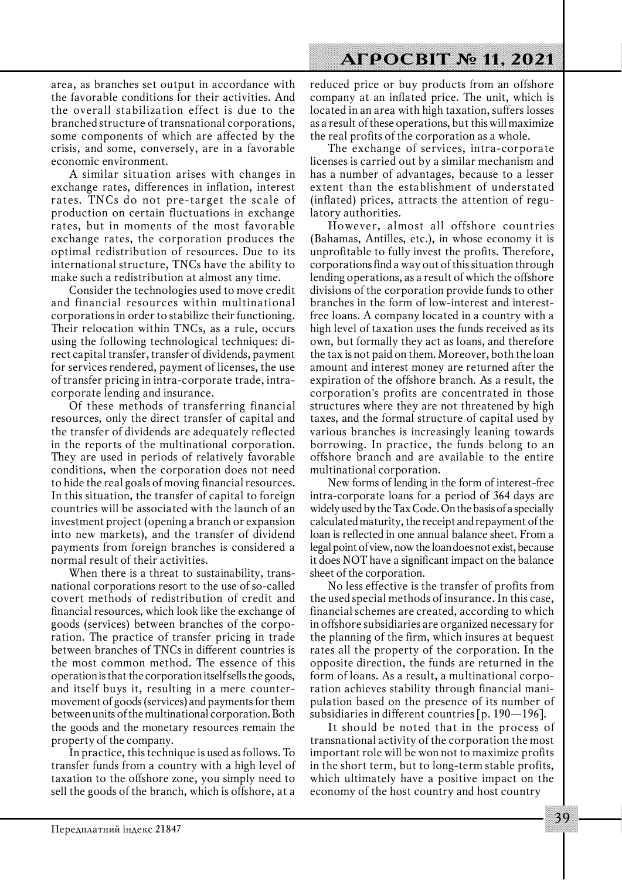area, as branches set output in accordance with the favorable conditions for their activities. And the overall stabilization effect is due to the branched structure of transnational corporations, some components of which are affected by the crisis, and some, conversely, are in a favorable economic environment.

A similar situation arises with changes in exchange rates, differences in inflation, interest rates. TNCs do not pre-target the scale of production on certain fluctuations in exchange rates, but in moments of the most favorable exchange rates, the corporation produces the optimal redistribution of resources. Due to its international structure, TNCs have the ability to make such a redistribution at almost any time.

Consider the technologies used to move credit and financial resources within multinational corporations in order to stabilize their functioning. Their relocation within TNCs, as a rule, occurs using the following technological techniques: direct capital transfer, transfer of dividends, payment for services rendered, payment of licenses, the use of transfer pricing in intra-corporate trade, intra-corporate lending and insurance.

Of these methods of transferring financial resources, only the direct transfer of capital and the transfer of dividends are adequately reflected in the reports of the multinational corporation. They are used in periods of relatively favorable conditions, when the corporation does not need to hide the real goals of moving financial resources. In this situation, the transfer of capital to foreign countries will be associated with the launch of an investment project (opening a branch or expansion into new markets), and the transfer of dividend payments from foreign branches is considered a normal result of their activities.

When there is a threat to sustainability, transnational corporations resort to the use of so-called covert methods of redistribution of credit and financial resources, which look like the exchange of goods (services) between branches of the corporation. The practice of transfer pricing in trade between branches of TNCs in different countries is the most common method. The essence of this operation is that the corporation itself sells the goods, and itself buys it, resulting in a mere counter-movement of goods (services) and payments for them between units of the multinational corporation. Both the goods and the monetary resources remain the property of the company.

In practice, this technique is used as follows. To transfer funds from a country with a high level of taxation to the offshore zone, you simply need to sell the goods of the branch, which is offshore, at a reduced price or buy products from an offshore company at an inflated price. The unit, which is located in an area with high taxation, suffers losses as a result of these operations, but this will maximize the real profits of the corporation as a whole.

The exchange of services, intra-corporate licenses is carried out by a similar mechanism and has a number of advantages, because to a lesser extent than the establishment of understated (inflated) prices, attracts the attention of regulatory authorities.

However, almost all offshore countries (Bahamas, Antilles, etc.), in whose economy it is unprofitable to fully invest the profits. Therefore, corporations find a way out of this situation through lending operations, as a result of which the offshore divisions of the corporation provide funds to other branches in the form of low-interest and interest-free loans. A company located in a country with a high level of taxation uses the funds received as its own, but formally they act as loans, and therefore the tax is not paid on them. Moreover, both the loan amount and interest money are returned after the expiration of the offshore branch. As a result, the corporation's profits are concentrated in those structures where they are not threatened by high taxes, and the formal structure of capital used by various branches is increasingly leaning towards borrowing. In practice, the funds belong to an offshore branch and are available to the entire multinational corporation.

New forms of lending in the form of interest-free intra-corporate loans for a period of 364 days are widely used by the Tax Code. On the basis of a specially calculated maturity, the receipt and repayment of the loan is reflected in one annual balance sheet. From a legal point of view, now the loan does not exist, because it does NOT have a significant impact on the balance sheet of the corporation.

No less effective is the transfer of profits from the used special methods of insurance. In this case, financial schemes are created, according to which in offshore subsidiaries are organized necessary for the planning of the firm, which insures at bequest rates all the property of the corporation. In the opposite direction, the funds are returned in the form of loans. As a result, a multinational corporation achieves stability through financial manipulation based on the presence of its number of subsidiaries in different countries [p. 190—196].

It should be noted that in the process of transnational activity of the corporation the most important role will be won not to maximize profits in the short term, but to long-term stable profits, which ultimately have a positive impact on the economy of the host country and host country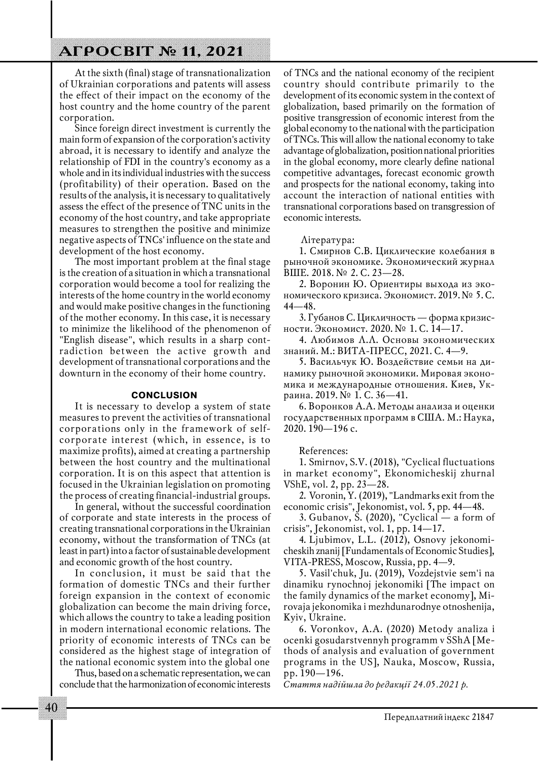At the sixth (final) stage of transnationalization of Ukrainian corporations and patents will assess the effect of their impact on the economy of the host country and the home country of the parent corporation.

Since foreign direct investment is currently the main form of expansion of the corporation's activity abroad, it is necessary to identify and analyze the relationship of FDI in the country's economy as a whole and in its individual industries with the success (profitability) of their operation. Based on the results of the analysis, it is necessary to qualitatively assess the effect of the presence of TNC units in the economy of the host country, and take appropriate measures to strengthen the positive and minimize negative aspects of TNCs' influence on the state and development of the host economy.

The most important problem at the final stage is the creation of a situation in which a transnational corporation would become a tool for realizing the interests of the home country in the world economy and would make positive changes in the functioning of the mother economy. In this case, it is necessary to minimize the likelihood of the phenomenon of "English disease", which results in a sharp contradiction between the active growth and development of transnational corporations and the downturn in the economy of their home country.

## CONCLUSION

It is necessary to develop a system of state measures to prevent the activities of transnational corporations only in the framework of self-corporate interest (which, in essence, is to maximize profits), aimed at creating a partnership between the host country and the multinational corporation. It is on this aspect that attention is focused in the Ukrainian legislation on promoting the process of creating financial-industrial groups.

In general, without the successful coordination of corporate and state interests in the process of creating transnational corporations in the Ukrainian economy, without the transformation of TNCs (at least in part) into a factor of sustainable development and economic growth of the host country.

In conclusion, it must be said that the formation of domestic TNCs and their further foreign expansion in the context of economic globalization can become the main driving force, which allows the country to take a leading position in modern international economic relations. The priority of economic interests of TNCs can be considered as the highest stage of integration of the national economic system into the global one

Thus, based on a schematic representation, we can conclude that the harmonization of economic interests of TNCs and the national economy of the recipient country should contribute primarily to the development of its economic system in the context of globalization, based primarily on the formation of positive transgression of economic interest from the global economy to the national with the participation of TNCs. This will allow the national economy to take advantage of globalization, position national priorities in the global economy, more clearly define national competitive advantages, forecast economic growth and prospects for the national economy, taking into account the interaction of national entities with transnational corporations based on transgression of economic interests.

Література:

1. Смирнов С.В. Циклические колебания в рыночной экономике. Экономический журнал ВШЕ. 2018. № 2. С. 23—28.
2. Воронин Ю. Ориентиры выхода из экономического кризиса. Экономист. 2019. № 5. С. 44—48.
3. Губанов С. Цикличность — форма кризисности. Экономист. 2020. № 1. С. 14—17.
4. Любимов Л.Л. Основы экономических знаний. М.: ВИТА-ПРЕСС, 2021. С. 4—9.
5. Васильчук Ю. Воздействие семьи на динамику рыночной экономики. Мировая экономика и международные отношения. Киев, Украина. 2019. № 1. С. 36—41.
6. Воронков А.А. Методы анализа и оценки государственных программ в США. М.: Наука, 2020. 190—196 с.

References:

1. Smirnov, S.V. (2018), "Cyclical fluctuations in market economy", Ekonomicheskij zhurnal VShE, vol. 2, pp. 23—28.
2. Voronin, Y. (2019), "Landmarks exit from the economic crisis", Jekonomist, vol. 5, pp. 44—48.
3. Gubanov, S. (2020), "Cyclical — a form of crisis", Jekonomist, vol. 1, pp. 14—17.
4. Ljubimov, L.L. (2012), Osnovy jekonomicheskih znanij [Fundamentals of Economic Studies], VITA-PRESS, Moscow, Russia, pp. 4—9.
5. Vasil'chuk, Ju. (2019), Vozdejstvie sem'i na dinamiku rynochnoj jekonomiki [The impact on the family dynamics of the market economy], Mirovaja jekonomika i mezhdunarodnye otnoshenija, Kyiv, Ukraine.
6. Voronkov, A.A. (2020) Metody analiza i ocenki gosudarstvennyh programm v SShA [Methods of analysis and evaluation of government programs in the US], Nauka, Moscow, Russia, pp. 190—196.

*Стаття надійшла до редакції 24.05.2021 р.*